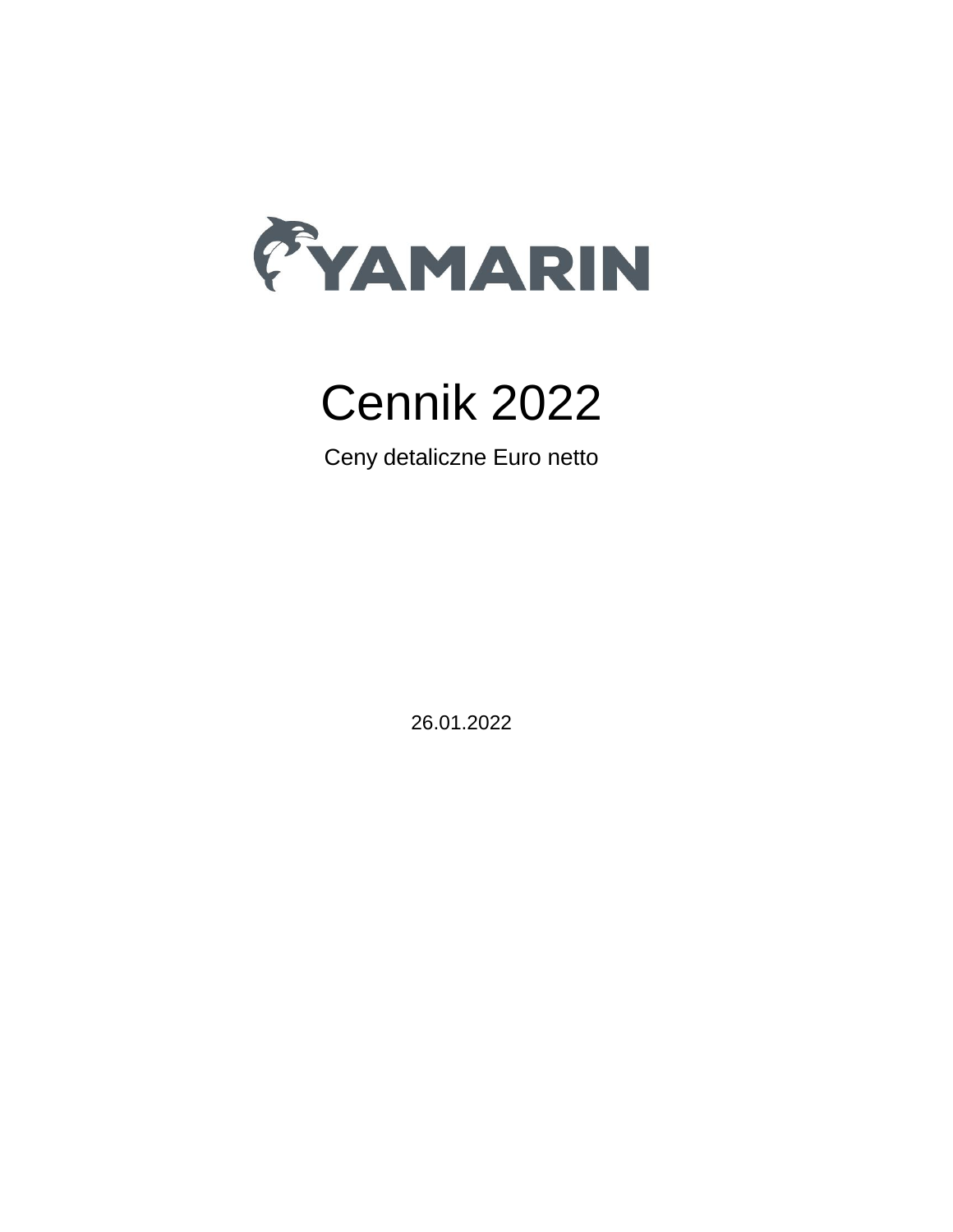YAMARIN

# Cennik 2022

Ceny detaliczne Euro netto

26.01.2022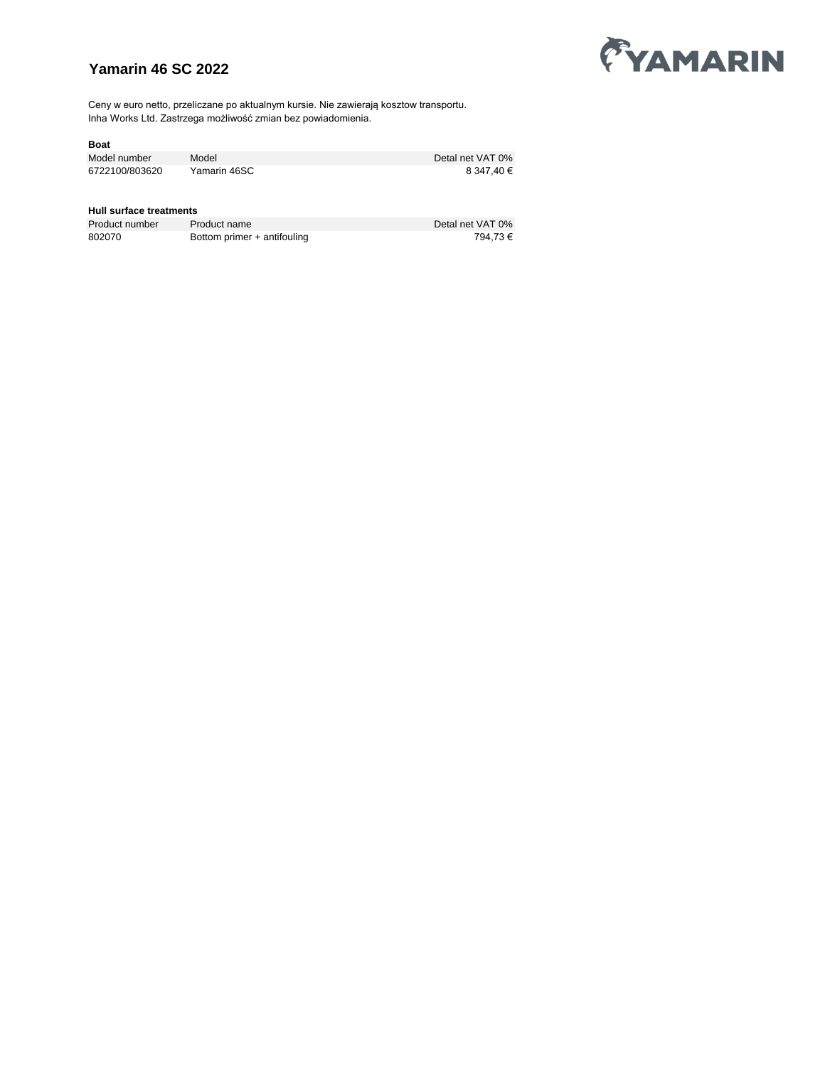# Yamarin 46 SC 2022

Ceny w euro netto, przeliczane po aktualnym kursie. Nie zawierają kosztow transportu.
Inha Works Ltd. Zastrzega możliwość zmian bez powiadomienia.

**Boat**

| Model number | Model | Detal net VAT 0% |
| --- | --- | --- |
| 6722100/803620 | Yamarin 46SC | 8 347,40 € |

**Hull surface treatments**

| Product number | Product name | Detal net VAT 0% |
| --- | --- | --- |
| 802070 | Bottom primer + antifouling | 794,73 € |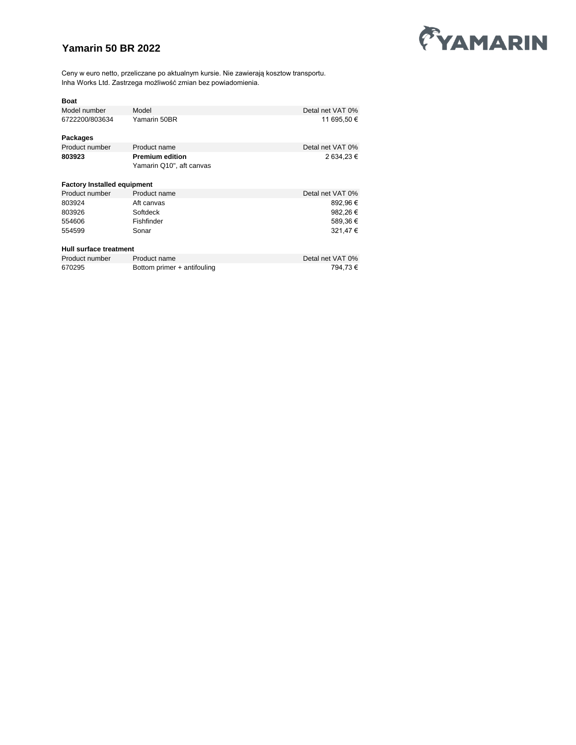# Yamarin 50 BR 2022

Ceny w euro netto, przeliczane po aktualnym kursie. Nie zawierają kosztow transportu.
Inha Works Ltd. Zastrzega możliwość zmian bez powiadomienia.

**Boat**

| Model number | Model | Detal net VAT 0% |
|---|---|---|
| 6722200/803634 | Yamarin 50BR | 11 695,50 € |

**Packages**

| Product number | Product name | Detal net VAT 0% |
|---|---|---|
| **803923** | **Premium edition**<br>Yamarin Q10", aft canvas | 2 634,23 € |

**Factory Installed equipment**

| Product number | Product name | Detal net VAT 0% |
|---|---|---|
| 803924 | Aft canvas | 892,96 € |
| 803926 | Softdeck | 982,26 € |
| 554606 | Fishfinder | 589,36 € |
| 554599 | Sonar | 321,47 € |

**Hull surface treatment**

| Product number | Product name | Detal net VAT 0% |
|---|---|---|
| 670295 | Bottom primer + antifouling | 794,73 € |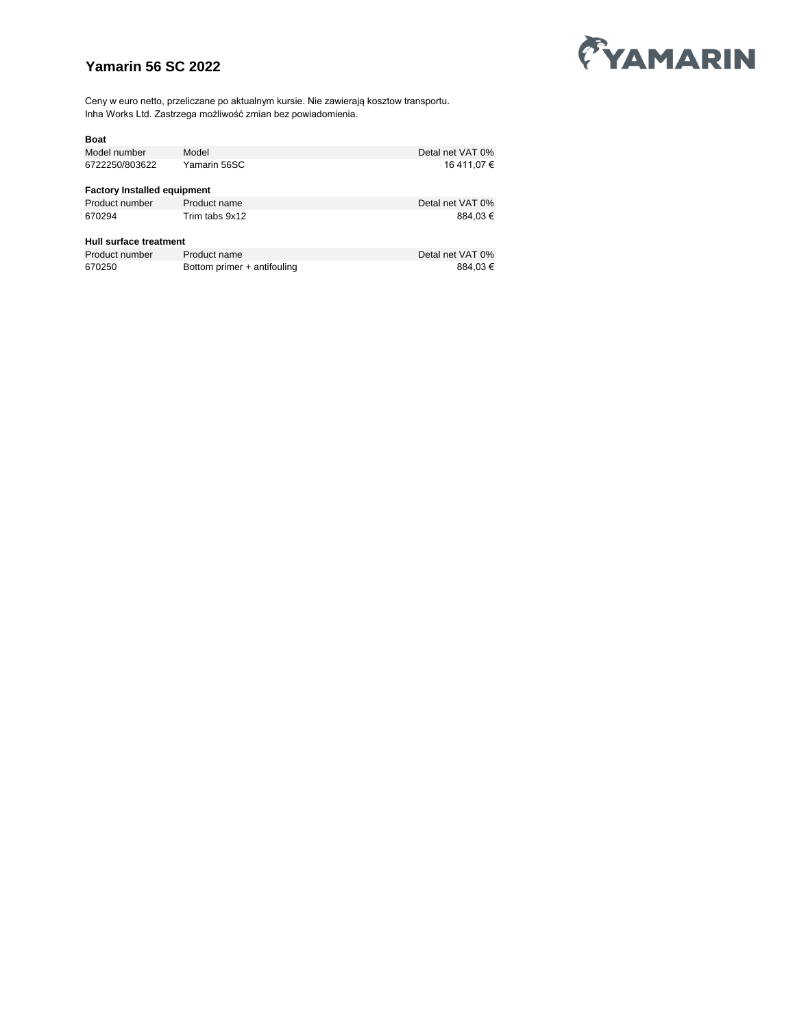# Yamarin 56 SC 2022

Ceny w euro netto, przeliczane po aktualnym kursie. Nie zawierają kosztow transportu.
Inha Works Ltd. Zastrzega możliwość zmian bez powiadomienia.

**Boat**

| Model number | Model | Detal net VAT 0% |
|---|---|---|
| 6722250/803622 | Yamarin 56SC | 16 411,07 € |

**Factory Installed equipment**

| Product number | Product name | Detal net VAT 0% |
|---|---|---|
| 670294 | Trim tabs 9x12 | 884,03 € |

**Hull surface treatment**

| Product number | Product name | Detal net VAT 0% |
|---|---|---|
| 670250 | Bottom primer + antifouling | 884,03 € |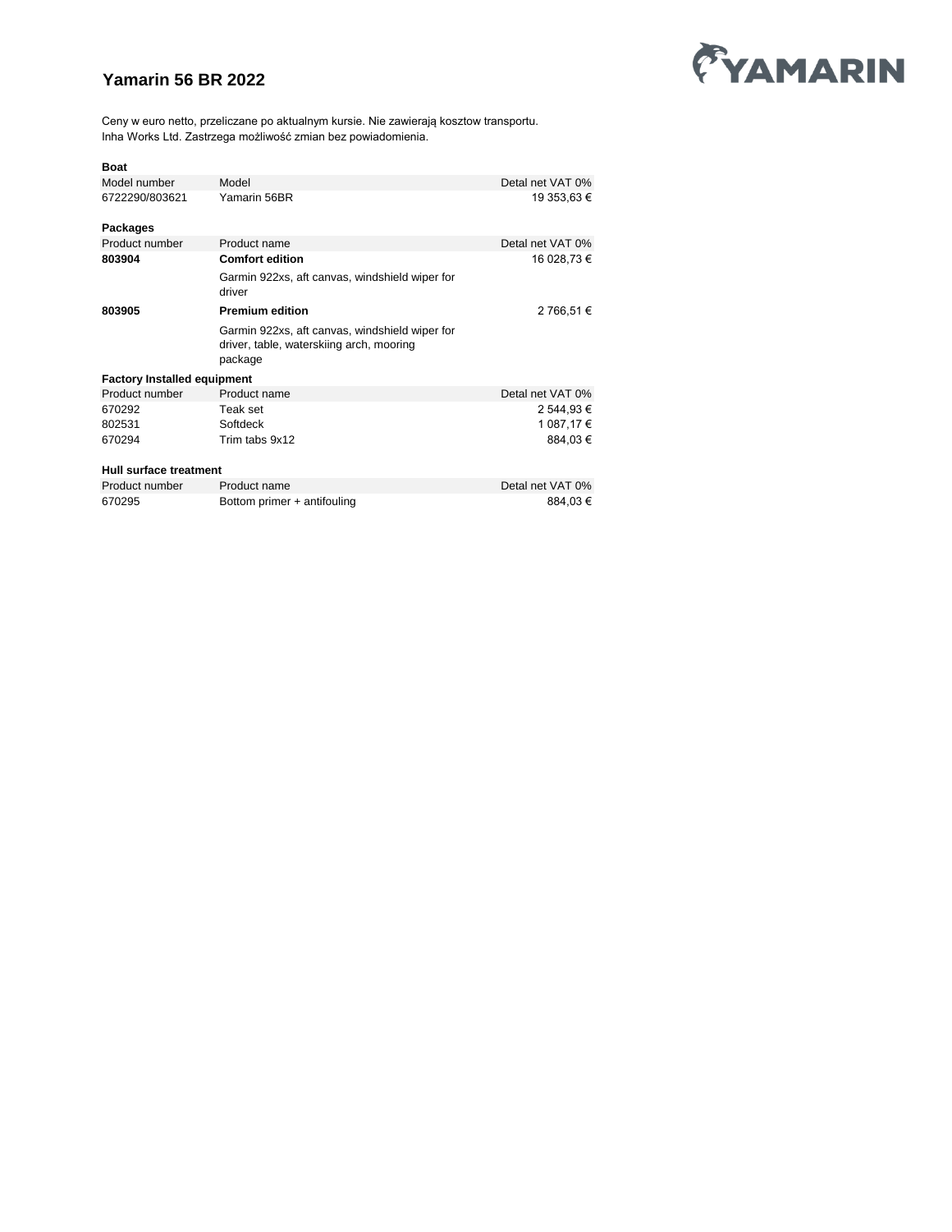# Yamarin 56 BR 2022

Ceny w euro netto, przeliczane po aktualnym kursie. Nie zawierają kosztow transportu.
Inha Works Ltd. Zastrzega możliwość zmian bez powiadomienia.

**Boat**

| Model number | Model | Detal net VAT 0% |
|---|---|---|
| 6722290/803621 | Yamarin 56BR | 19 353,63 € |

**Packages**

| Product number | Product name | Detal net VAT 0% |
|---|---|---|
| **803904** | **Comfort edition** | 16 028,73 € |
| | Garmin 922xs, aft canvas, windshield wiper for driver | |
| **803905** | **Premium edition** | 2 766,51 € |
| | Garmin 922xs, aft canvas, windshield wiper for driver, table, waterskiing arch, mooring package | |

**Factory Installed equipment**

| Product number | Product name | Detal net VAT 0% |
|---|---|---|
| 670292 | Teak set | 2 544,93 € |
| 802531 | Softdeck | 1 087,17 € |
| 670294 | Trim tabs 9x12 | 884,03 € |

**Hull surface treatment**

| Product number | Product name | Detal net VAT 0% |
|---|---|---|
| 670295 | Bottom primer + antifouling | 884,03 € |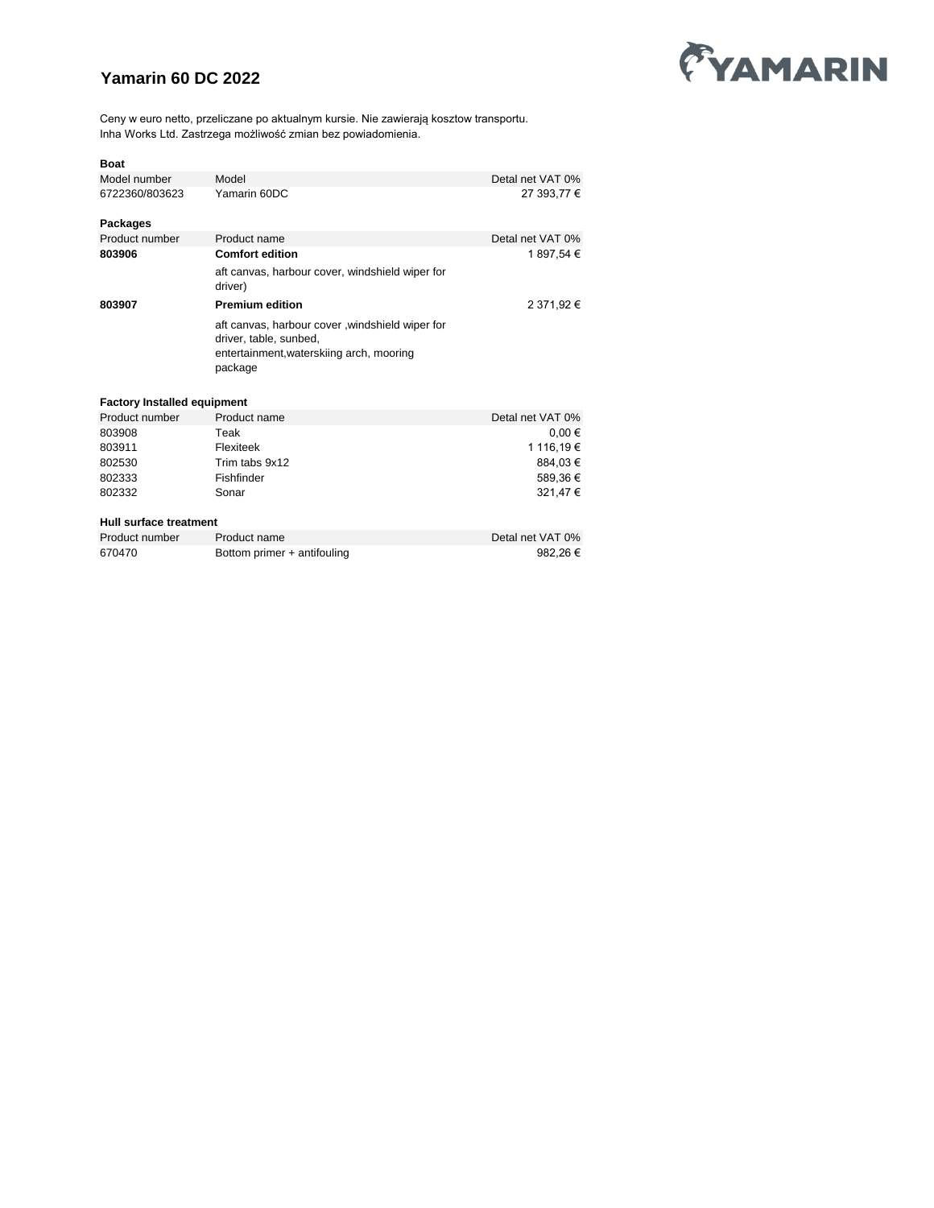# Yamarin 60 DC 2022

Ceny w euro netto, przeliczane po aktualnym kursie. Nie zawierają kosztow transportu.
Inha Works Ltd. Zastrzega możliwość zmian bez powiadomienia.

**Boat**

| Model number | Model | Detal net VAT 0% |
|---|---|---|
| 6722360/803623 | Yamarin 60DC | 27 393,77 € |

**Packages**

| Product number | Product name | Detal net VAT 0% |
|---|---|---|
| **803906** | **Comfort edition** | 1 897,54 € |
| | aft canvas, harbour cover, windshield wiper for driver) | |
| **803907** | **Premium edition** | 2 371,92 € |
| | aft canvas, harbour cover ,windshield wiper for driver, table, sunbed, entertainment,waterskiing arch, mooring package | |

**Factory Installed equipment**

| Product number | Product name | Detal net VAT 0% |
|---|---|---|
| 803908 | Teak | 0,00 € |
| 803911 | Flexiteek | 1 116,19 € |
| 802530 | Trim tabs 9x12 | 884,03 € |
| 802333 | Fishfinder | 589,36 € |
| 802332 | Sonar | 321,47 € |

**Hull surface treatment**

| Product number | Product name | Detal net VAT 0% |
|---|---|---|
| 670470 | Bottom primer + antifouling | 982,26 € |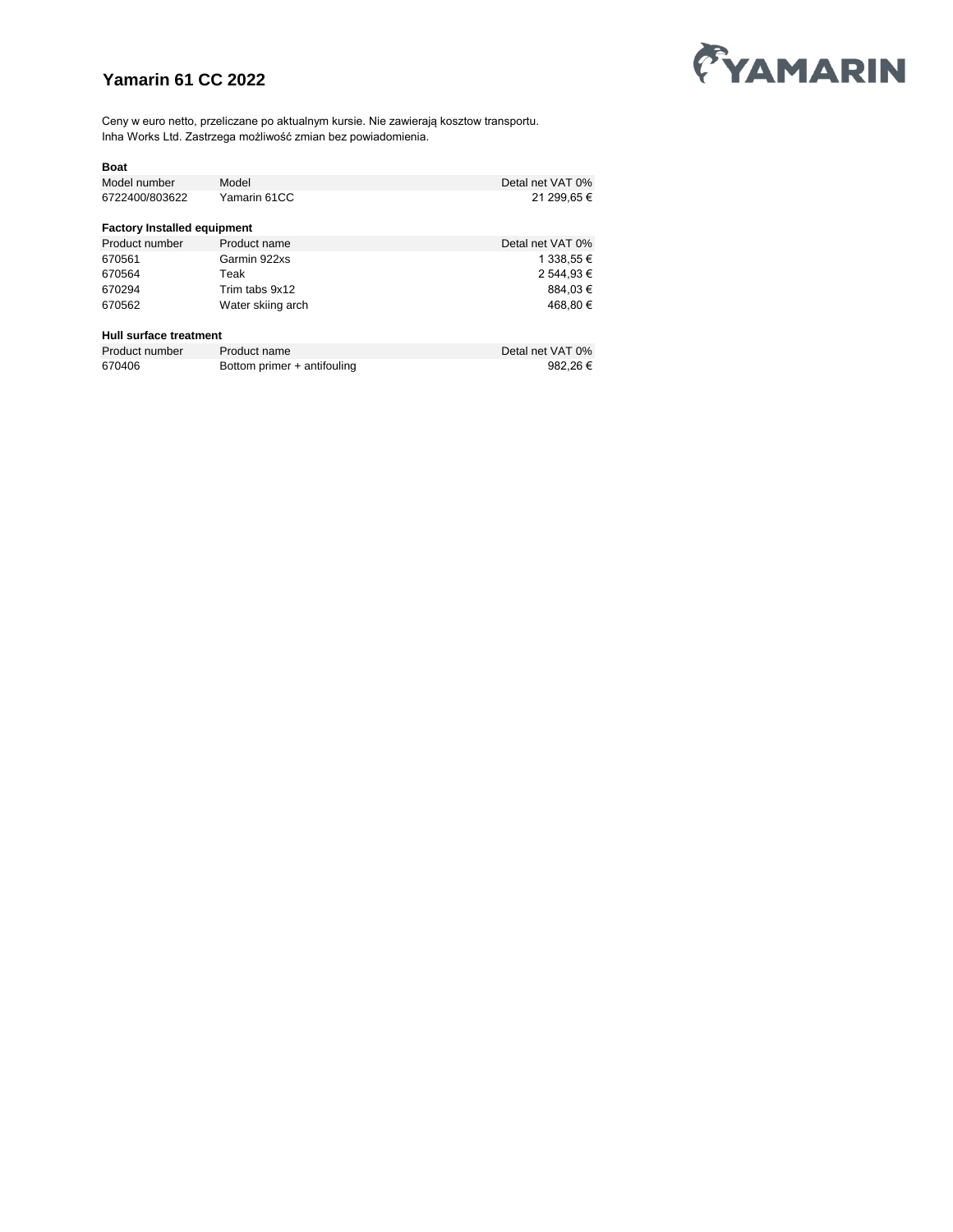# Yamarin 61 CC 2022

Ceny w euro netto, przeliczane po aktualnym kursie. Nie zawierają kosztow transportu.
Inha Works Ltd. Zastrzega możliwość zmian bez powiadomienia.

**Boat**

| Model number | Model | Detal net VAT 0% |
|---|---|---|
| 6722400/803622 | Yamarin 61CC | 21 299,65 € |

**Factory Installed equipment**

| Product number | Product name | Detal net VAT 0% |
|---|---|---|
| 670561 | Garmin 922xs | 1 338,55 € |
| 670564 | Teak | 2 544,93 € |
| 670294 | Trim tabs 9x12 | 884,03 € |
| 670562 | Water skiing arch | 468,80 € |

**Hull surface treatment**

| Product number | Product name | Detal net VAT 0% |
|---|---|---|
| 670406 | Bottom primer + antifouling | 982,26 € |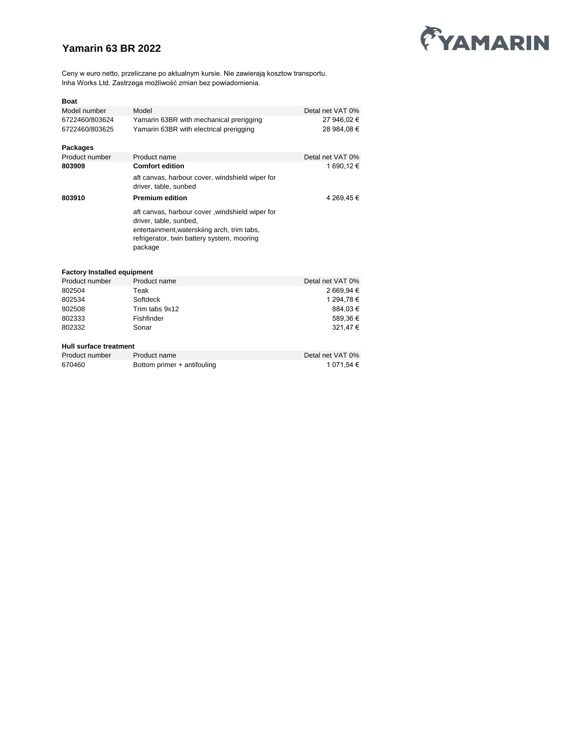# Yamarin 63 BR 2022

Ceny w euro netto, przeliczane po aktualnym kursie. Nie zawierają kosztow transportu.
Inha Works Ltd. Zastrzega możliwość zmian bez powiadomienia.

**Boat**

| Model number | Model | Detal net VAT 0% |
|---|---|---|
| 6722460/803624 | Yamarin 63BR with mechanical prerigging | 27 946,02 € |
| 6722460/803625 | Yamarin 63BR with electrical prerigging | 28 984,08 € |

**Packages**

| Product number | Product name | Detal net VAT 0% |
|---|---|---|
| **803909** | **Comfort edition** | 1 690,12 € |
| | aft canvas, harbour cover, windshield wiper for driver, table, sunbed | |
| **803910** | **Premium edition** | 4 269,45 € |
| | aft canvas, harbour cover ,windshield wiper for driver, table, sunbed, entertainment,waterskiing arch, trim tabs, refrigerator, twin battery system, mooring package | |

**Factory Installed equipment**

| Product number | Product name | Detal net VAT 0% |
|---|---|---|
| 802504 | Teak | 2 669,94 € |
| 802534 | Softdeck | 1 294,78 € |
| 802508 | Trim tabs 9x12 | 884,03 € |
| 802333 | Fishfinder | 589,36 € |
| 802332 | Sonar | 321,47 € |

**Hull surface treatment**

| Product number | Product name | Detal net VAT 0% |
|---|---|---|
| 670460 | Bottom primer + antifouling | 1 071,54 € |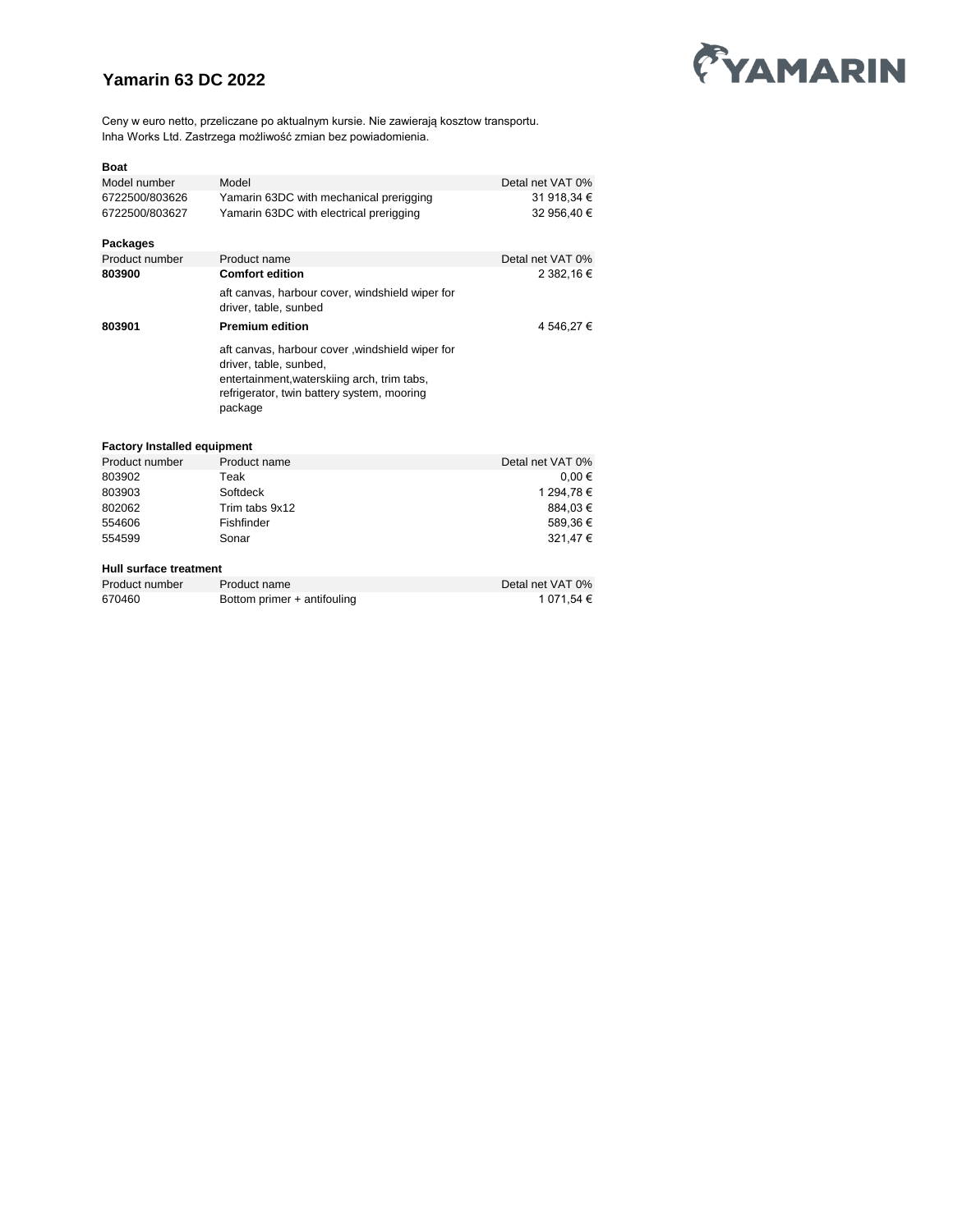# Yamarin 63 DC 2022

YAMARIN

Ceny w euro netto, przeliczane po aktualnym kursie. Nie zawierają kosztow transportu.
Inha Works Ltd. Zastrzega możliwość zmian bez powiadomienia.

**Boat**

| Model number | Model | Detal net VAT 0% |
|---|---|---|
| 6722500/803626 | Yamarin 63DC with mechanical prerigging | 31 918,34 € |
| 6722500/803627 | Yamarin 63DC with electrical prerigging | 32 956,40 € |

**Packages**

| Product number | Product name | Detal net VAT 0% |
|---|---|---|
| **803900** | **Comfort edition** | 2 382,16 € |
| | aft canvas, harbour cover, windshield wiper for driver, table, sunbed | |
| **803901** | **Premium edition** | 4 546,27 € |
| | aft canvas, harbour cover ,windshield wiper for driver, table, sunbed, entertainment,waterskiing arch, trim tabs, refrigerator, twin battery system, mooring package | |

**Factory Installed equipment**

| Product number | Product name | Detal net VAT 0% |
|---|---|---|
| 803902 | Teak | 0,00 € |
| 803903 | Softdeck | 1 294,78 € |
| 802062 | Trim tabs 9x12 | 884,03 € |
| 554606 | Fishfinder | 589,36 € |
| 554599 | Sonar | 321,47 € |

**Hull surface treatment**

| Product number | Product name | Detal net VAT 0% |
|---|---|---|
| 670460 | Bottom primer + antifouling | 1 071,54 € |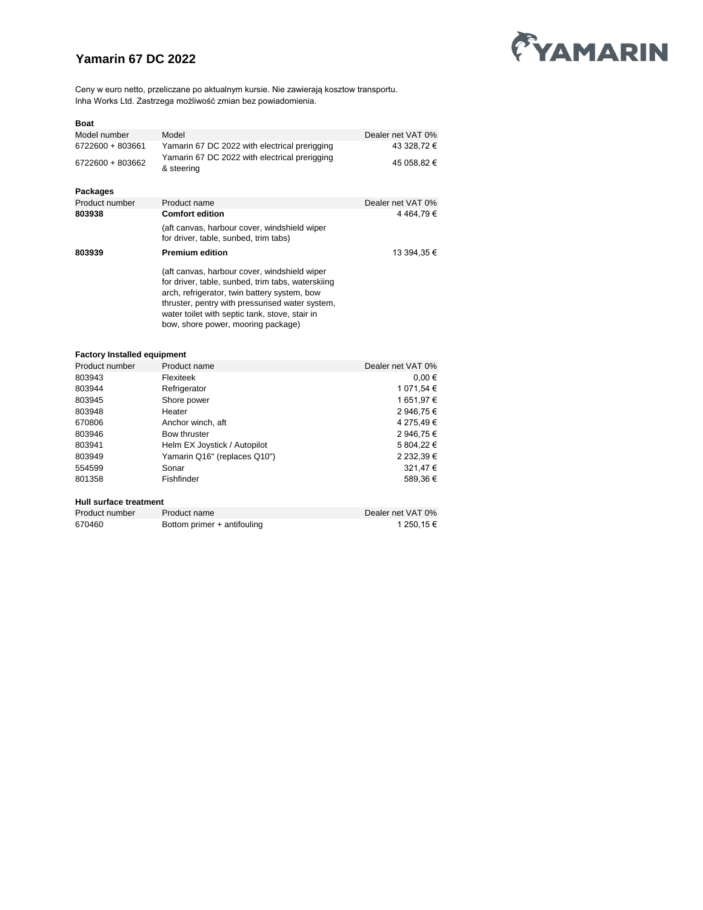# Yamarin 67 DC 2022

Ceny w euro netto, przeliczane po aktualnym kursie. Nie zawierają kosztow transportu.
Inha Works Ltd. Zastrzega możliwość zmian bez powiadomienia.

### Boat

| Model number | Model | Dealer net VAT 0% |
|---|---|---|
| 6722600 + 803661 | Yamarin 67 DC 2022 with electrical prerigging | 43 328,72 € |
| 6722600 + 803662 | Yamarin 67 DC 2022 with electrical prerigging & steering | 45 058,82 € |

### Packages

| Product number | Product name | Dealer net VAT 0% |
|---|---|---|
| **803938** | **Comfort edition** (aft canvas, harbour cover, windshield wiper for driver, table, sunbed, trim tabs) | 4 464,79 € |
| **803939** | **Premium edition** (aft canvas, harbour cover, windshield wiper for driver, table, sunbed, trim tabs, waterskiing arch, refrigerator, twin battery system, bow thruster, pentry with pressurised water system, water toilet with septic tank, stove, stair in bow, shore power, mooring package) | 13 394,35 € |

### Factory Installed equipment

| Product number | Product name | Dealer net VAT 0% |
|---|---|---|
| 803943 | Flexiteek | 0,00 € |
| 803944 | Refrigerator | 1 071,54 € |
| 803945 | Shore power | 1 651,97 € |
| 803948 | Heater | 2 946,75 € |
| 670806 | Anchor winch, aft | 4 275,49 € |
| 803946 | Bow thruster | 2 946,75 € |
| 803941 | Helm EX Joystick / Autopilot | 5 804,22 € |
| 803949 | Yamarin Q16" (replaces Q10") | 2 232,39 € |
| 554599 | Sonar | 321,47 € |
| 801358 | Fishfinder | 589,36 € |

### Hull surface treatment

| Product number | Product name | Dealer net VAT 0% |
|---|---|---|
| 670460 | Bottom primer + antifouling | 1 250,15 € |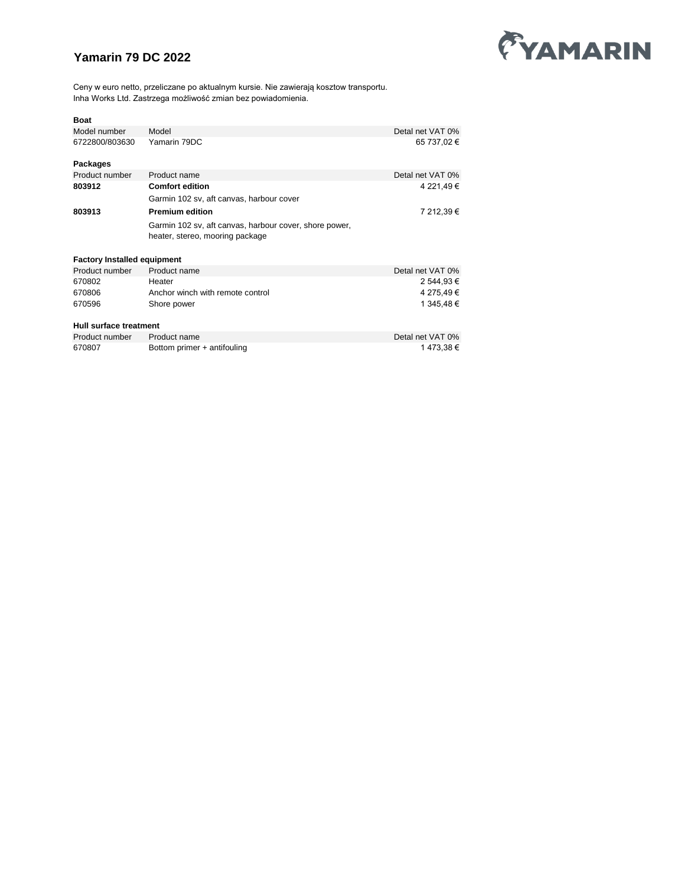# Yamarin 79 DC 2022

Ceny w euro netto, przeliczane po aktualnym kursie. Nie zawierają kosztow transportu.
Inha Works Ltd. Zastrzega możliwość zmian bez powiadomienia.

**Boat**

| Model number | Model | Detal net VAT 0% |
|---|---|---|
| 6722800/803630 | Yamarin 79DC | 65 737,02 € |

**Packages**

| Product number | Product name | Detal net VAT 0% |
|---|---|---|
| **803912** | **Comfort edition** | 4 221,49 € |
| | Garmin 102 sv, aft canvas, harbour cover | |
| **803913** | **Premium edition** | 7 212,39 € |
| | Garmin 102 sv, aft canvas, harbour cover, shore power, heater, stereo, mooring package | |

**Factory Installed equipment**

| Product number | Product name | Detal net VAT 0% |
|---|---|---|
| 670802 | Heater | 2 544,93 € |
| 670806 | Anchor winch with remote control | 4 275,49 € |
| 670596 | Shore power | 1 345,48 € |

**Hull surface treatment**

| Product number | Product name | Detal net VAT 0% |
|---|---|---|
| 670807 | Bottom primer + antifouling | 1 473,38 € |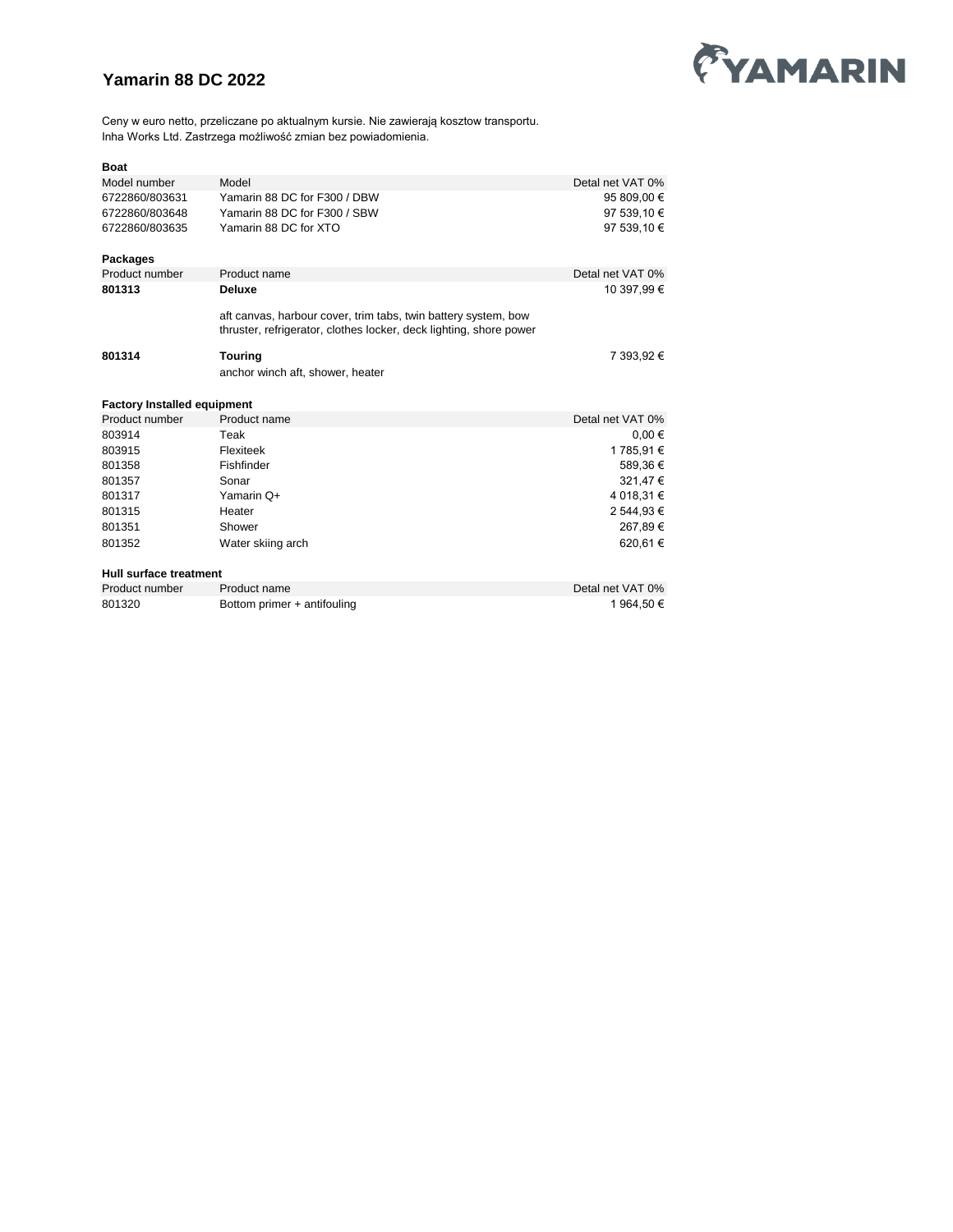# Yamarin 88 DC 2022

Ceny w euro netto, przeliczane po aktualnym kursie. Nie zawierają kosztow transportu.
Inha Works Ltd. Zastrzega możliwość zmian bez powiadomienia.

**Boat**

| Model number | Model | Detal net VAT 0% |
|---|---|---|
| 6722860/803631 | Yamarin 88 DC for F300 / DBW | 95 809,00 € |
| 6722860/803648 | Yamarin 88 DC for F300 / SBW | 97 539,10 € |
| 6722860/803635 | Yamarin 88 DC for XTO | 97 539,10 € |

**Packages**

| Product number | Product name | Detal net VAT 0% |
|---|---|---|
| **801313** | **Deluxe**<br>aft canvas, harbour cover, trim tabs, twin battery system, bow thruster, refrigerator, clothes locker, deck lighting, shore power | 10 397,99 € |
| **801314** | **Touring**<br>anchor winch aft, shower, heater | 7 393,92 € |

**Factory Installed equipment**

| Product number | Product name | Detal net VAT 0% |
|---|---|---|
| 803914 | Teak | 0,00 € |
| 803915 | Flexiteek | 1 785,91 € |
| 801358 | Fishfinder | 589,36 € |
| 801357 | Sonar | 321,47 € |
| 801317 | Yamarin Q+ | 4 018,31 € |
| 801315 | Heater | 2 544,93 € |
| 801351 | Shower | 267,89 € |
| 801352 | Water skiing arch | 620,61 € |

**Hull surface treatment**

| Product number | Product name | Detal net VAT 0% |
|---|---|---|
| 801320 | Bottom primer + antifouling | 1 964,50 € |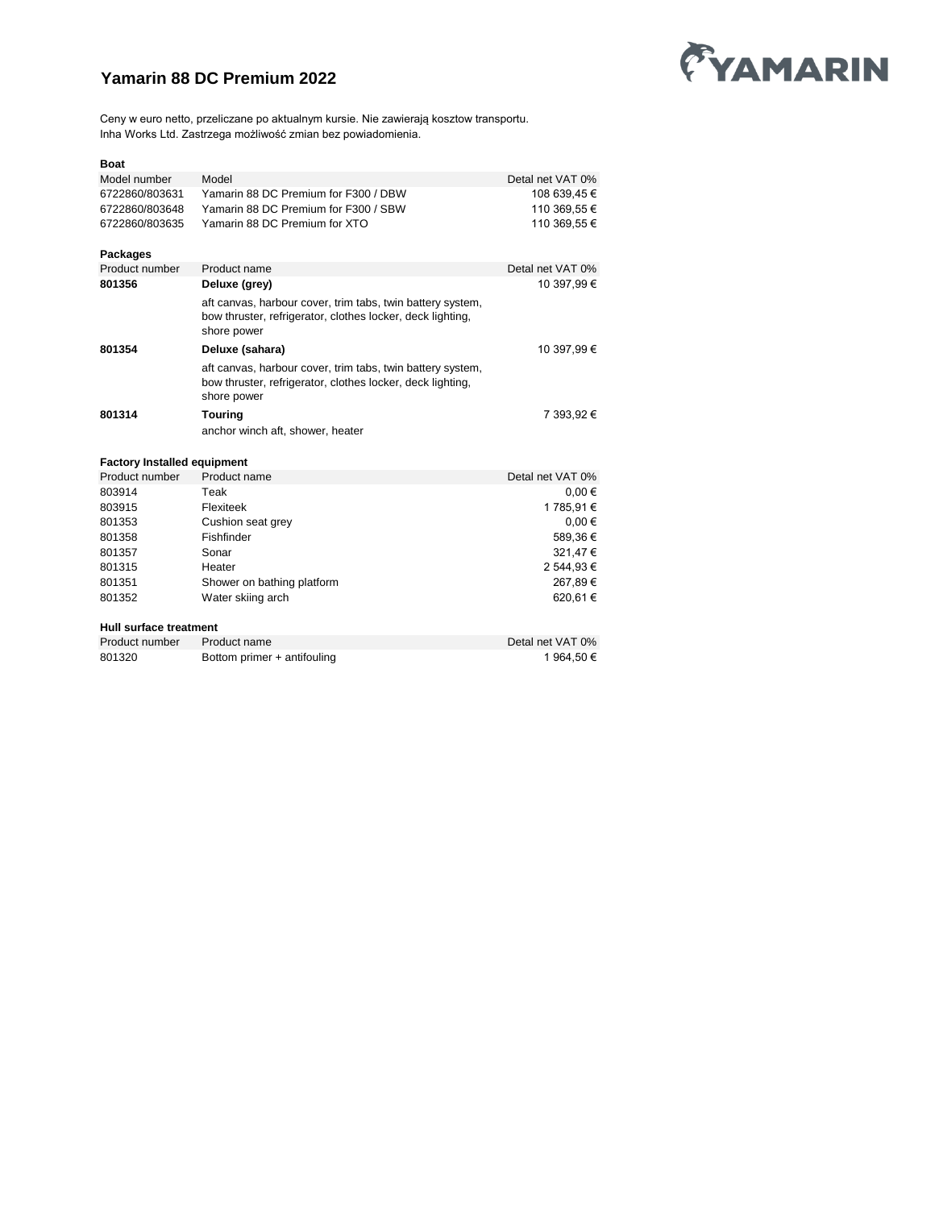# Yamarin 88 DC Premium 2022

YAMARIN

Ceny w euro netto, przeliczane po aktualnym kursie. Nie zawierają kosztow transportu.
Inha Works Ltd. Zastrzega możliwość zmian bez powiadomienia.

**Boat**

| Model number | Model | Detal net VAT 0% |
|---|---|---|
| 6722860/803631 | Yamarin 88 DC Premium for F300 / DBW | 108 639,45 € |
| 6722860/803648 | Yamarin 88 DC Premium for F300 / SBW | 110 369,55 € |
| 6722860/803635 | Yamarin 88 DC Premium for XTO | 110 369,55 € |

**Packages**

| Product number | Product name | Detal net VAT 0% |
|---|---|---|
| **801356** | **Deluxe (grey)** | 10 397,99 € |
| | aft canvas, harbour cover, trim tabs, twin battery system, bow thruster, refrigerator, clothes locker, deck lighting, shore power | |
| **801354** | **Deluxe (sahara)** | 10 397,99 € |
| | aft canvas, harbour cover, trim tabs, twin battery system, bow thruster, refrigerator, clothes locker, deck lighting, shore power | |
| **801314** | **Touring** | 7 393,92 € |
| | anchor winch aft, shower, heater | |

**Factory Installed equipment**

| Product number | Product name | Detal net VAT 0% |
|---|---|---|
| 803914 | Teak | 0,00 € |
| 803915 | Flexiteek | 1 785,91 € |
| 801353 | Cushion seat grey | 0,00 € |
| 801358 | Fishfinder | 589,36 € |
| 801357 | Sonar | 321,47 € |
| 801315 | Heater | 2 544,93 € |
| 801351 | Shower on bathing platform | 267,89 € |
| 801352 | Water skiing arch | 620,61 € |

**Hull surface treatment**

| Product number | Product name | Detal net VAT 0% |
|---|---|---|
| 801320 | Bottom primer + antifouling | 1 964,50 € |